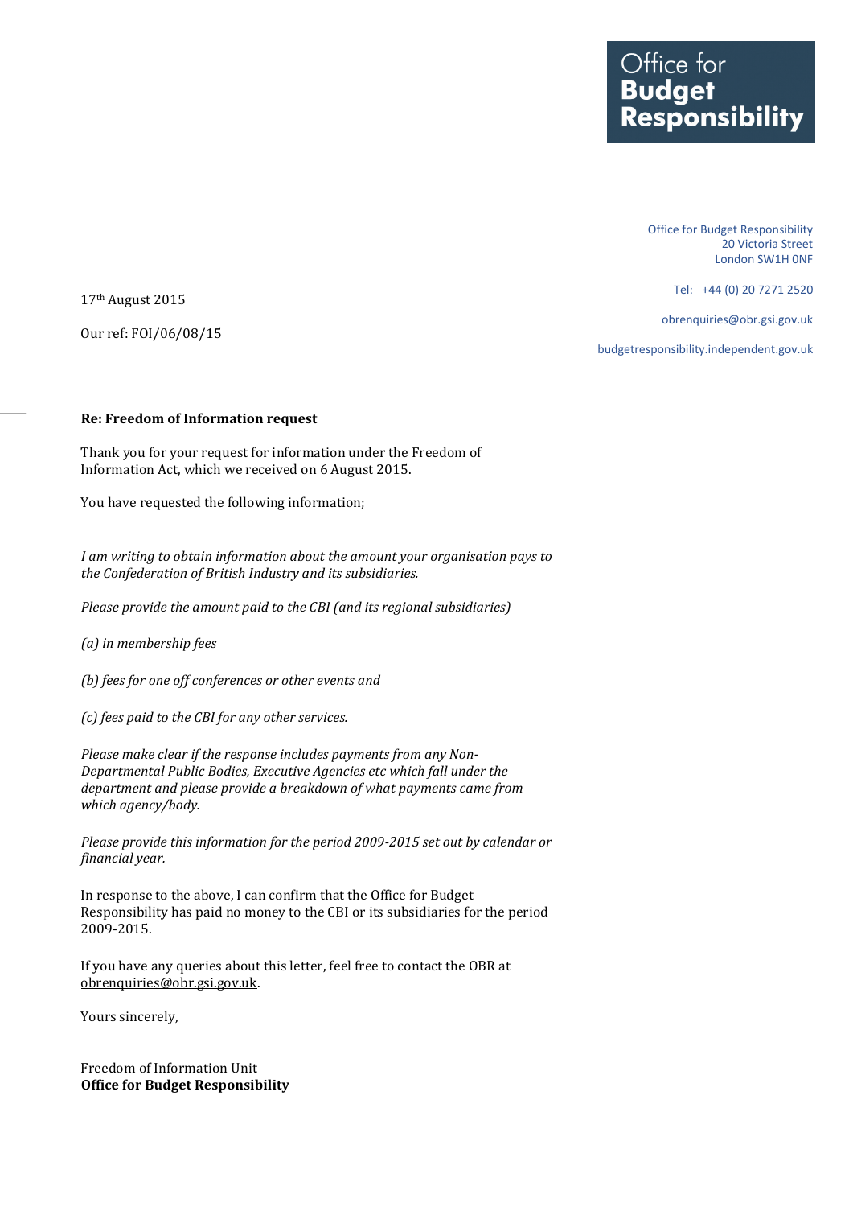Office for
**Budget**
**Responsibility**

Office for Budget Responsibility
20 Victoria Street
London SW1H 0NF

Tel: +44 (0) 20 7271 2520

obrenquiries@obr.gsi.gov.uk

budgetresponsibility.independent.gov.uk

17th August 2015

Our ref: FOI/06/08/15

**Re: Freedom of Information request**

Thank you for your request for information under the Freedom of Information Act, which we received on 6 August 2015.

You have requested the following information;

*I am writing to obtain information about the amount your organisation pays to the Confederation of British Industry and its subsidiaries.*

*Please provide the amount paid to the CBI (and its regional subsidiaries)*

*(a) in membership fees*

*(b) fees for one off conferences or other events and*

*(c) fees paid to the CBI for any other services.*

*Please make clear if the response includes payments from any Non-Departmental Public Bodies, Executive Agencies etc which fall under the department and please provide a breakdown of what payments came from which agency/body.*

*Please provide this information for the period 2009-2015 set out by calendar or financial year.*

In response to the above, I can confirm that the Office for Budget Responsibility has paid no money to the CBI or its subsidiaries for the period 2009-2015.

If you have any queries about this letter, feel free to contact the OBR at obrenquiries@obr.gsi.gov.uk.

Yours sincerely,

Freedom of Information Unit
**Office for Budget Responsibility**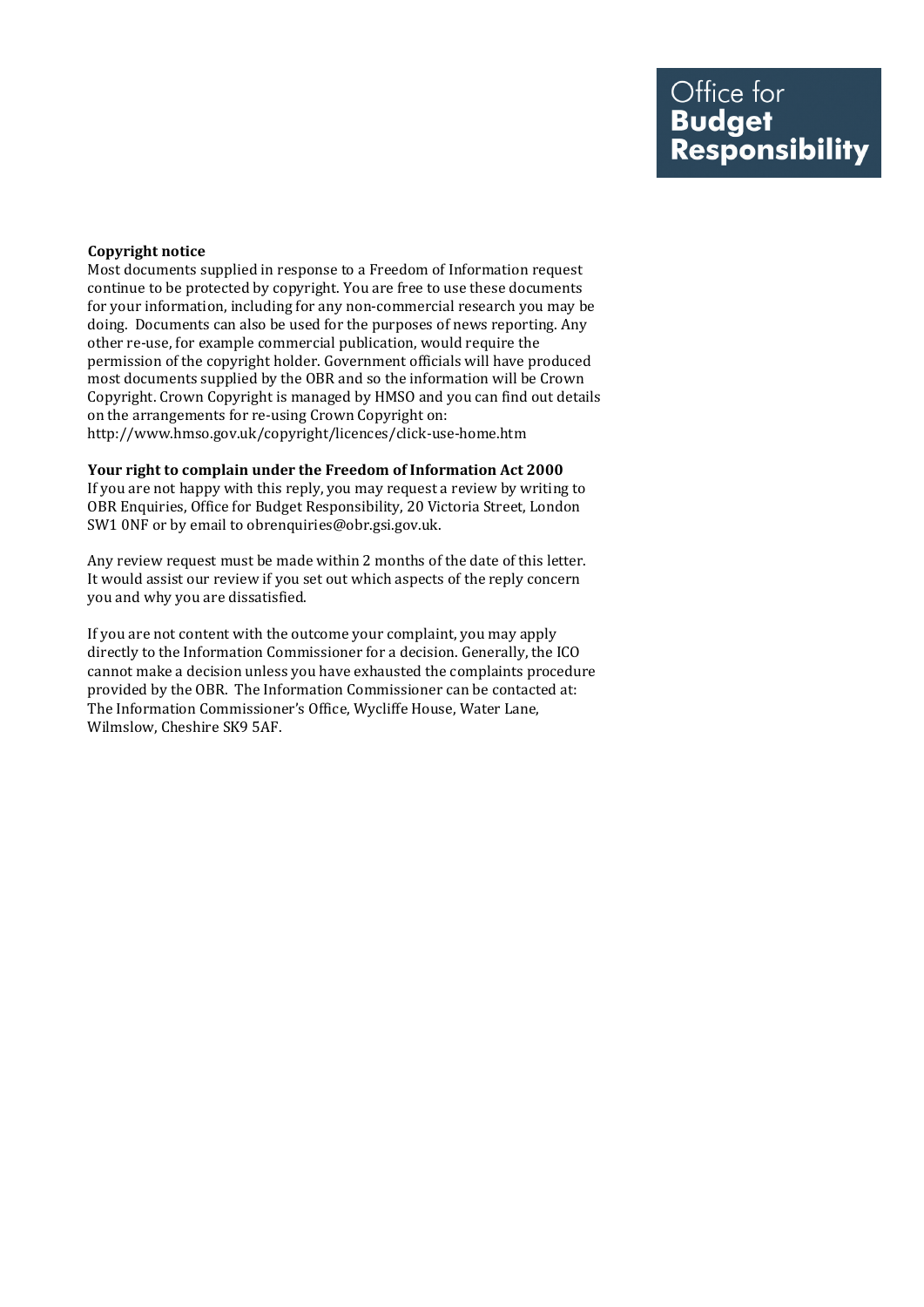Office for **Budget Responsibility**

**Copyright notice**

Most documents supplied in response to a Freedom of Information request continue to be protected by copyright. You are free to use these documents for your information, including for any non-commercial research you may be doing. Documents can also be used for the purposes of news reporting. Any other re-use, for example commercial publication, would require the permission of the copyright holder. Government officials will have produced most documents supplied by the OBR and so the information will be Crown Copyright. Crown Copyright is managed by HMSO and you can find out details on the arrangements for re-using Crown Copyright on: http://www.hmso.gov.uk/copyright/licences/click-use-home.htm

**Your right to complain under the Freedom of Information Act 2000**

If you are not happy with this reply, you may request a review by writing to OBR Enquiries, Office for Budget Responsibility, 20 Victoria Street, London SW1 0NF or by email to obrenquiries@obr.gsi.gov.uk.

Any review request must be made within 2 months of the date of this letter. It would assist our review if you set out which aspects of the reply concern you and why you are dissatisfied.

If you are not content with the outcome your complaint, you may apply directly to the Information Commissioner for a decision. Generally, the ICO cannot make a decision unless you have exhausted the complaints procedure provided by the OBR. The Information Commissioner can be contacted at: The Information Commissioner's Office, Wycliffe House, Water Lane, Wilmslow, Cheshire SK9 5AF.